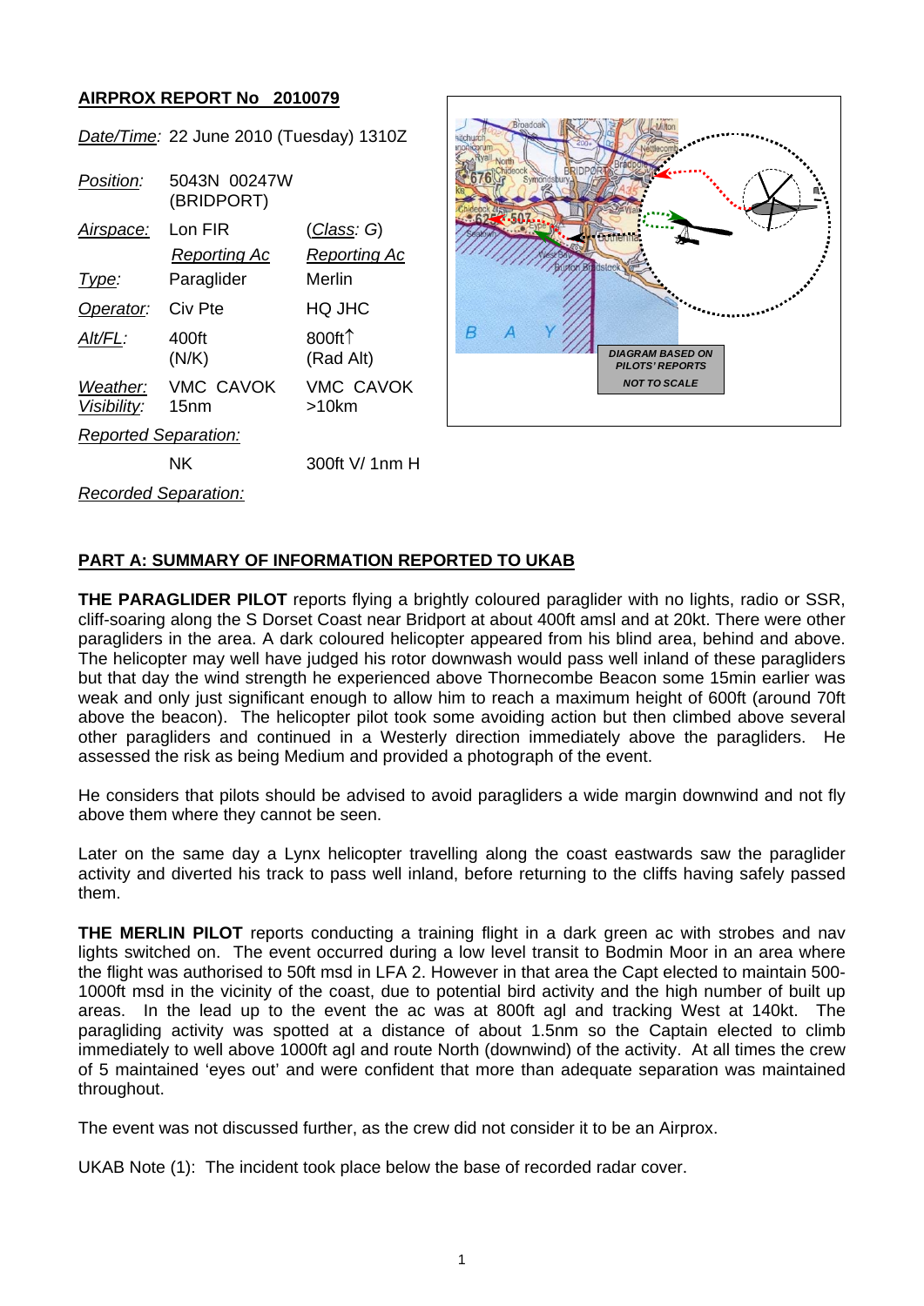## AIRPROX REPORT No 2010079

| | | |
|---|---|---|
| *Date/Time*: | 22 June 2010 (Tuesday) 1310Z | |
| *Position*: | 5043N 00247W (BRIDPORT) | |
| *Airspace*: | Lon FIR | (*Class*: G) |
| | *Reporting Ac* | *Reporting Ac* |
| *Type*: | Paraglider | Merlin |
| *Operator*: | Civ Pte | HQ JHC |
| *Alt/FL*: | 400ft (N/K) | 800ft↑ (Rad Alt) |
| *Weather*: *Visibility*: | VMC CAVOK 15nm | VMC CAVOK >10km |
| *Reported Separation*: | | |
| | NK | 300ft V/ 1nm H |
| *Recorded Separation*: | | |

DIAGRAM BASED ON PILOTS' REPORTS
NOT TO SCALE

## PART A: SUMMARY OF INFORMATION REPORTED TO UKAB

**THE PARAGLIDER PILOT** reports flying a brightly coloured paraglider with no lights, radio or SSR, cliff-soaring along the S Dorset Coast near Bridport at about 400ft amsl and at 20kt. There were other paragliders in the area. A dark coloured helicopter appeared from his blind area, behind and above. The helicopter may well have judged his rotor downwash would pass well inland of these paragliders but that day the wind strength he experienced above Thornecombe Beacon some 15min earlier was weak and only just significant enough to allow him to reach a maximum height of 600ft (around 70ft above the beacon). The helicopter pilot took some avoiding action but then climbed above several other paragliders and continued in a Westerly direction immediately above the paragliders. He assessed the risk as being Medium and provided a photograph of the event.

He considers that pilots should be advised to avoid paragliders a wide margin downwind and not fly above them where they cannot be seen.

Later on the same day a Lynx helicopter travelling along the coast eastwards saw the paraglider activity and diverted his track to pass well inland, before returning to the cliffs having safely passed them.

**THE MERLIN PILOT** reports conducting a training flight in a dark green ac with strobes and nav lights switched on. The event occurred during a low level transit to Bodmin Moor in an area where the flight was authorised to 50ft msd in LFA 2. However in that area the Capt elected to maintain 500-1000ft msd in the vicinity of the coast, due to potential bird activity and the high number of built up areas. In the lead up to the event the ac was at 800ft agl and tracking West at 140kt. The paragliding activity was spotted at a distance of about 1.5nm so the Captain elected to climb immediately to well above 1000ft agl and route North (downwind) of the activity. At all times the crew of 5 maintained 'eyes out' and were confident that more than adequate separation was maintained throughout.

The event was not discussed further, as the crew did not consider it to be an Airprox.

UKAB Note (1): The incident took place below the base of recorded radar cover.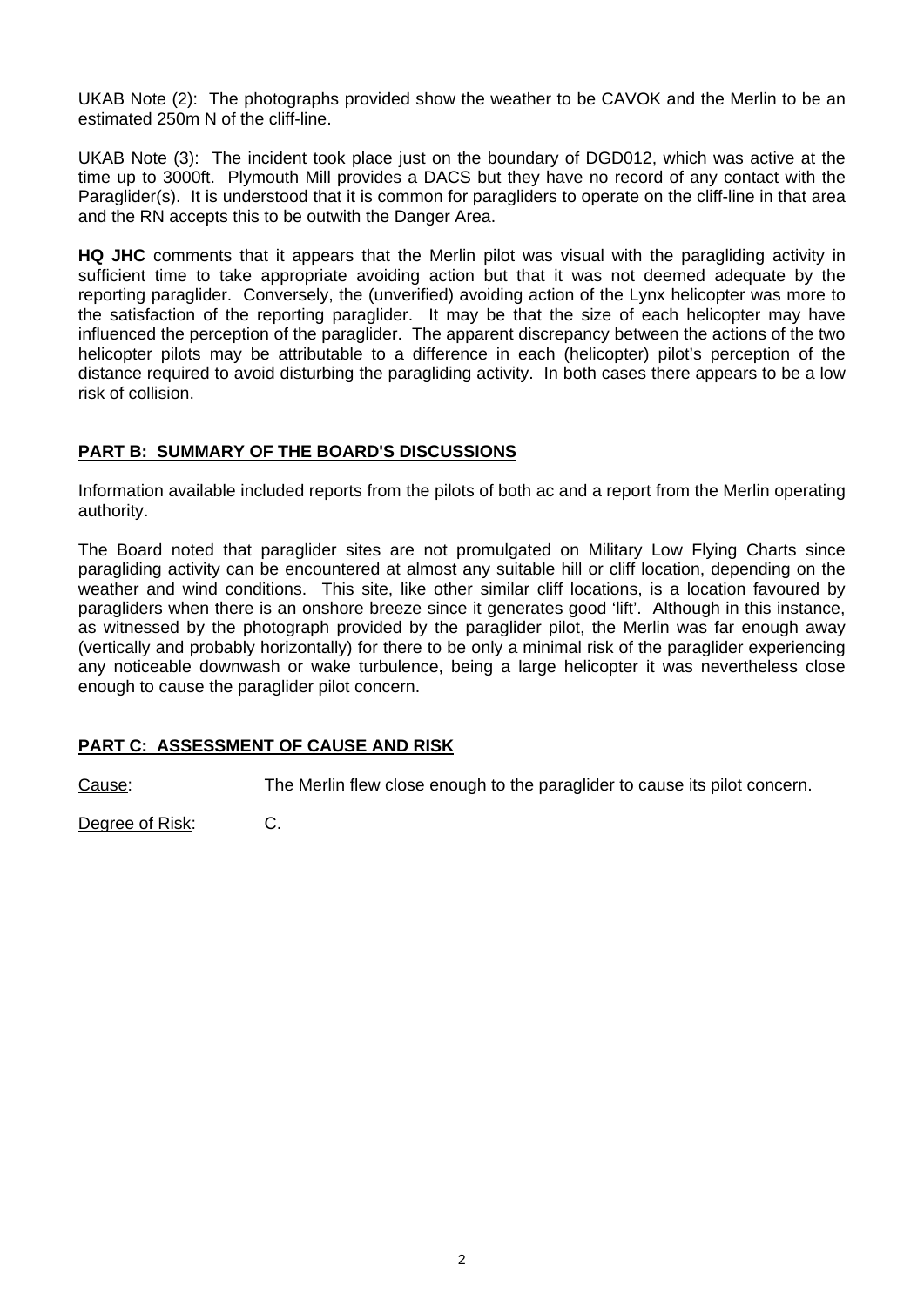UKAB Note (2): The photographs provided show the weather to be CAVOK and the Merlin to be an estimated 250m N of the cliff-line.

UKAB Note (3): The incident took place just on the boundary of DGD012, which was active at the time up to 3000ft. Plymouth Mill provides a DACS but they have no record of any contact with the Paraglider(s). It is understood that it is common for paragliders to operate on the cliff-line in that area and the RN accepts this to be outwith the Danger Area.

**HQ JHC** comments that it appears that the Merlin pilot was visual with the paragliding activity in sufficient time to take appropriate avoiding action but that it was not deemed adequate by the reporting paraglider. Conversely, the (unverified) avoiding action of the Lynx helicopter was more to the satisfaction of the reporting paraglider. It may be that the size of each helicopter may have influenced the perception of the paraglider. The apparent discrepancy between the actions of the two helicopter pilots may be attributable to a difference in each (helicopter) pilot's perception of the distance required to avoid disturbing the paragliding activity. In both cases there appears to be a low risk of collision.

## PART B: SUMMARY OF THE BOARD'S DISCUSSIONS

Information available included reports from the pilots of both ac and a report from the Merlin operating authority.

The Board noted that paraglider sites are not promulgated on Military Low Flying Charts since paragliding activity can be encountered at almost any suitable hill or cliff location, depending on the weather and wind conditions. This site, like other similar cliff locations, is a location favoured by paragliders when there is an onshore breeze since it generates good 'lift'. Although in this instance, as witnessed by the photograph provided by the paraglider pilot, the Merlin was far enough away (vertically and probably horizontally) for there to be only a minimal risk of the paraglider experiencing any noticeable downwash or wake turbulence, being a large helicopter it was nevertheless close enough to cause the paraglider pilot concern.

## PART C: ASSESSMENT OF CAUSE AND RISK

Cause: The Merlin flew close enough to the paraglider to cause its pilot concern.

Degree of Risk: C.